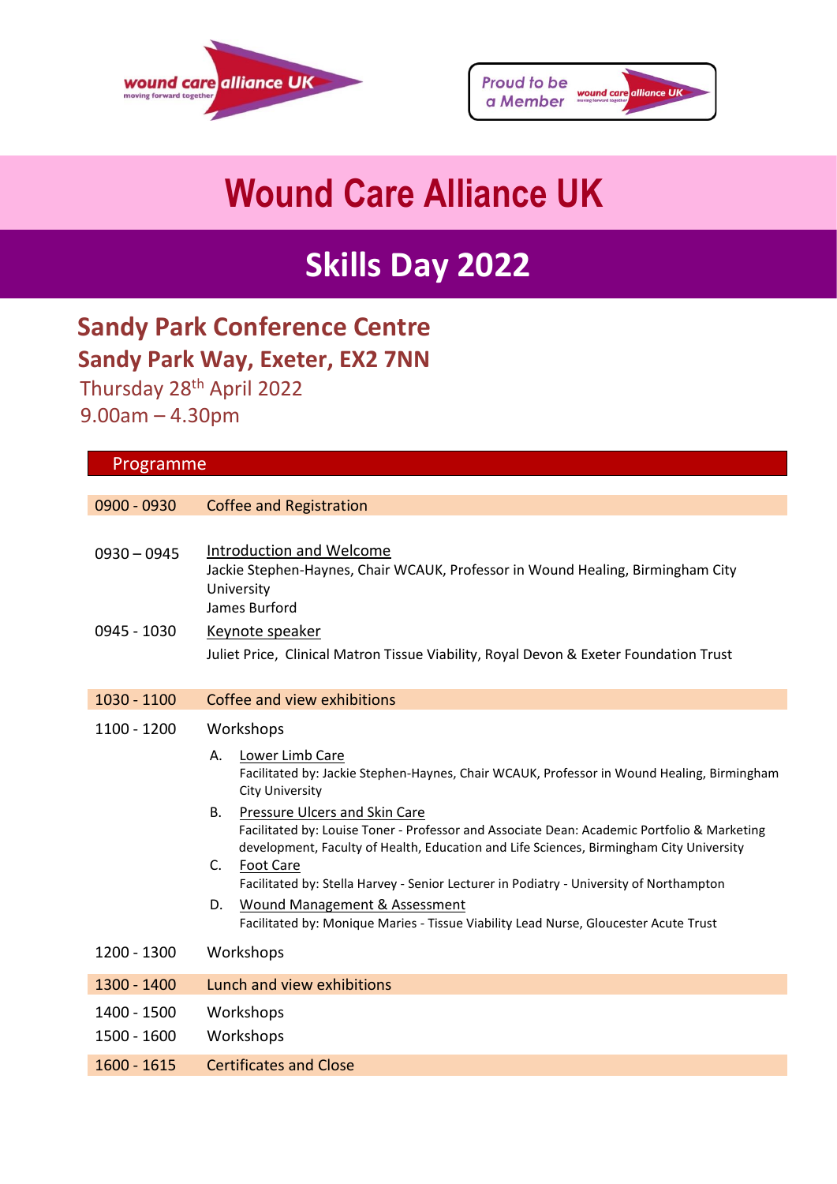# Wound Care Alliance UK

## Skills Day 2022

### Sandy Park Conference Centre
### Sandy Park Way, Exeter, EX2 7NN

Thursday 28th April 2022
9.00am – 4.30pm

## Programme

**0900 - 0930** Coffee and Registration

**0930 – 0945** Introduction and Welcome
Jackie Stephen-Haynes, Chair WCAUK, Professor in Wound Healing, Birmingham City University
James Burford

**0945 - 1030** Keynote speaker
Juliet Price, Clinical Matron Tissue Viability, Royal Devon & Exeter Foundation Trust

**1030 - 1100** Coffee and view exhibitions

**1100 - 1200** Workshops

A. Lower Limb Care
Facilitated by: Jackie Stephen-Haynes, Chair WCAUK, Professor in Wound Healing, Birmingham City University

B. Pressure Ulcers and Skin Care
Facilitated by: Louise Toner - Professor and Associate Dean: Academic Portfolio & Marketing development, Faculty of Health, Education and Life Sciences, Birmingham City University

C. Foot Care
Facilitated by: Stella Harvey - Senior Lecturer in Podiatry - University of Northampton

D. Wound Management & Assessment
Facilitated by: Monique Maries - Tissue Viability Lead Nurse, Gloucester Acute Trust

**1200 - 1300** Workshops

**1300 - 1400** Lunch and view exhibitions

**1400 - 1500** Workshops

**1500 - 1600** Workshops

**1600 - 1615** Certificates and Close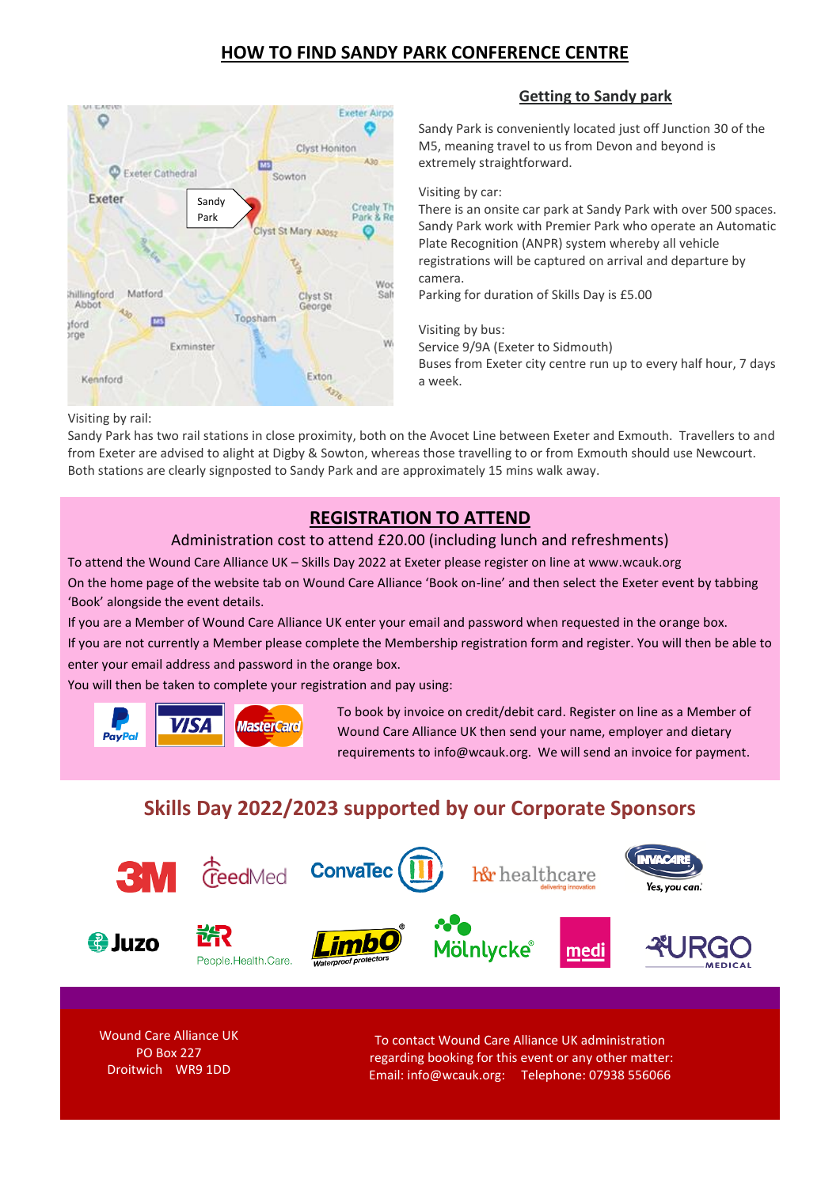# HOW TO FIND SANDY PARK CONFERENCE CENTRE

## Getting to Sandy park

Sandy Park is conveniently located just off Junction 30 of the M5, meaning travel to us from Devon and beyond is extremely straightforward.

Visiting by car:
There is an onsite car park at Sandy Park with over 500 spaces. Sandy Park work with Premier Park who operate an Automatic Plate Recognition (ANPR) system whereby all vehicle registrations will be captured on arrival and departure by camera.
Parking for duration of Skills Day is £5.00

Visiting by bus:
Service 9/9A (Exeter to Sidmouth)
Buses from Exeter city centre run up to every half hour, 7 days a week.

Visiting by rail:
Sandy Park has two rail stations in close proximity, both on the Avocet Line between Exeter and Exmouth. Travellers to and from Exeter are advised to alight at Digby & Sowton, whereas those travelling to or from Exmouth should use Newcourt. Both stations are clearly signposted to Sandy Park and are approximately 15 mins walk away.

## REGISTRATION TO ATTEND

Administration cost to attend £20.00 (including lunch and refreshments)

To attend the Wound Care Alliance UK – Skills Day 2022 at Exeter please register on line at www.wcauk.org

On the home page of the website tab on Wound Care Alliance 'Book on-line' and then select the Exeter event by tabbing 'Book' alongside the event details.

If you are a Member of Wound Care Alliance UK enter your email and password when requested in the orange box.

If you are not currently a Member please complete the Membership registration form and register. You will then be able to enter your email address and password in the orange box.

You will then be taken to complete your registration and pay using:

PayPal VISA MasterCard

To book by invoice on credit/debit card. Register on line as a Member of Wound Care Alliance UK then send your name, employer and dietary requirements to info@wcauk.org. We will send an invoice for payment.

## Skills Day 2022/2023 supported by our Corporate Sponsors

3M, ReedMed, ConvaTec, h&r healthcare, Invacare, Juzo, L&R, Limbo, Mölnlycke, medi, URGO Medical

Wound Care Alliance UK
PO Box 227
Droitwich WR9 1DD

To contact Wound Care Alliance UK administration regarding booking for this event or any other matter:
Email: info@wcauk.org: Telephone: 07938 556066